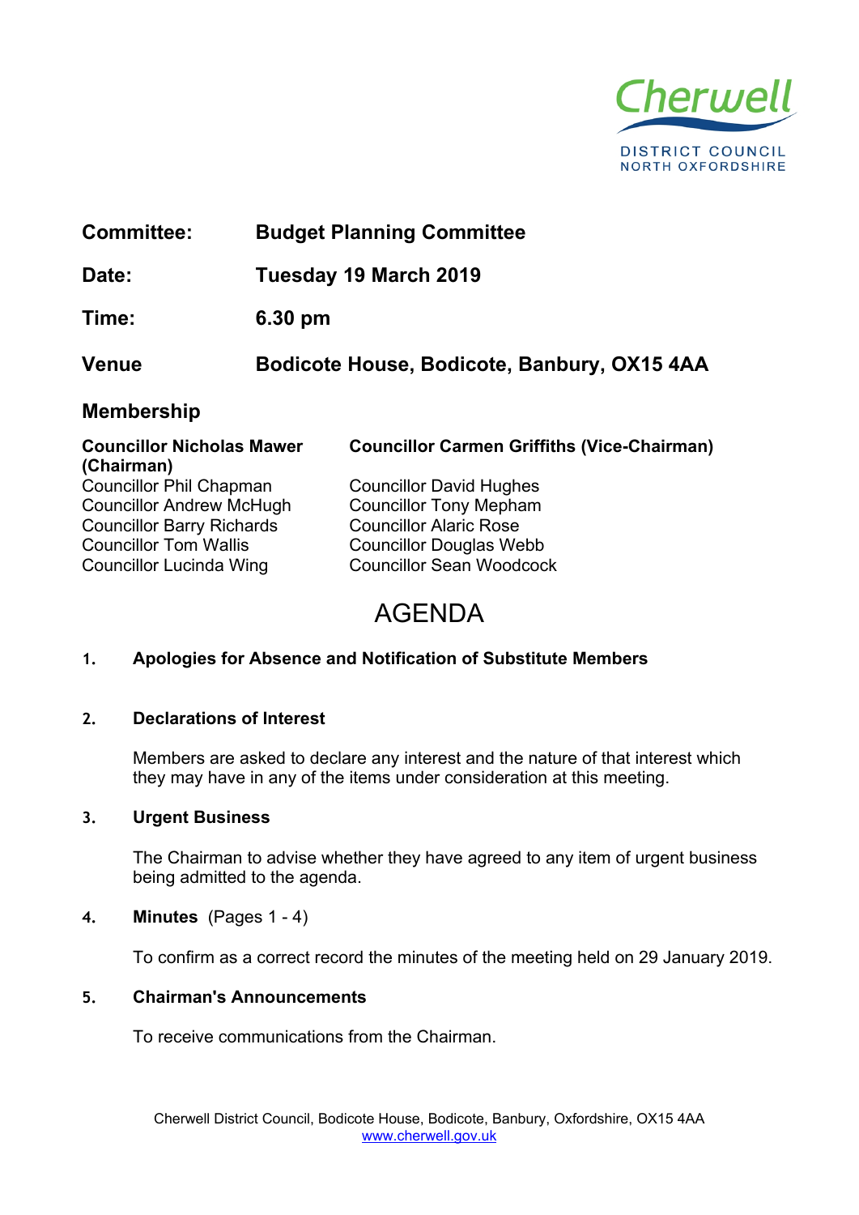Cherwell
DISTRICT COUNCIL
NORTH OXFORDSHIRE

| | |
|---|---|
| **Committee:** | **Budget Planning Committee** |
| **Date:** | **Tuesday 19 March 2019** |
| **Time:** | **6.30 pm** |
| **Venue** | **Bodicote House, Bodicote, Banbury, OX15 4AA** |

## Membership

| | |
|---|---|
| **Councillor Nicholas Mawer (Chairman)** | **Councillor Carmen Griffiths (Vice-Chairman)** |
| Councillor Phil Chapman | Councillor David Hughes |
| Councillor Andrew McHugh | Councillor Tony Mepham |
| Councillor Barry Richards | Councillor Alaric Rose |
| Councillor Tom Wallis | Councillor Douglas Webb |
| Councillor Lucinda Wing | Councillor Sean Woodcock |

# AGENDA

### 1. Apologies for Absence and Notification of Substitute Members

### 2. Declarations of Interest

Members are asked to declare any interest and the nature of that interest which they may have in any of the items under consideration at this meeting.

### 3. Urgent Business

The Chairman to advise whether they have agreed to any item of urgent business being admitted to the agenda.

### 4. Minutes (Pages 1 - 4)

To confirm as a correct record the minutes of the meeting held on 29 January 2019.

### 5. Chairman's Announcements

To receive communications from the Chairman.

Cherwell District Council, Bodicote House, Bodicote, Banbury, Oxfordshire, OX15 4AA
www.cherwell.gov.uk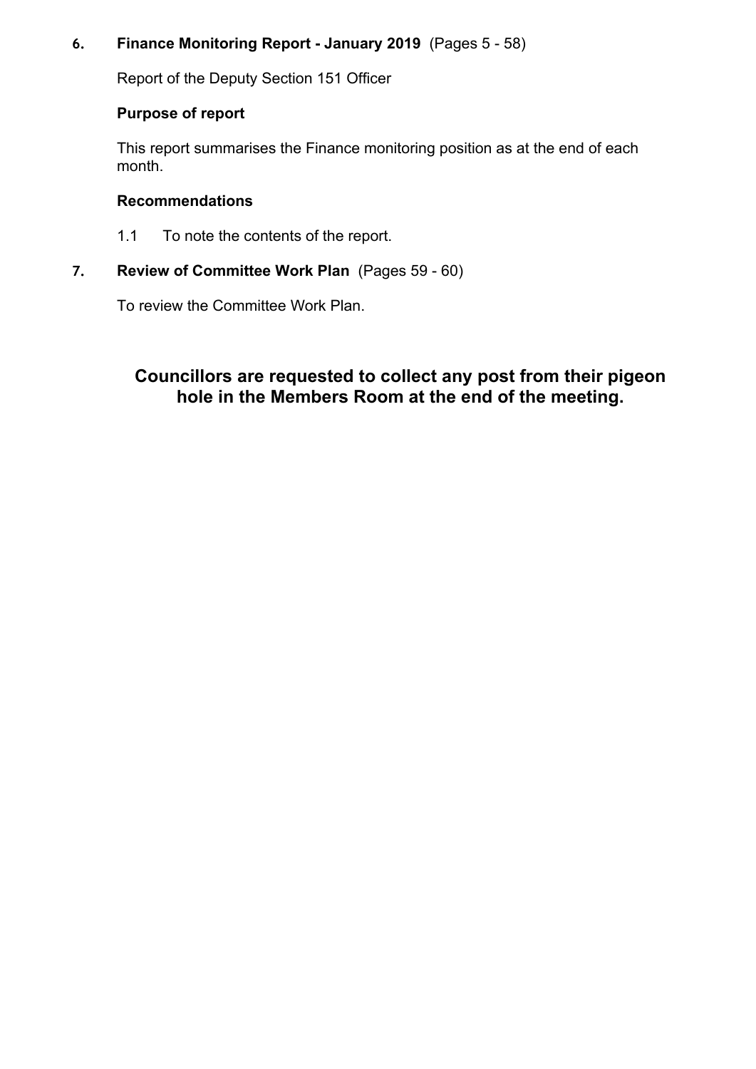**6. Finance Monitoring Report - January 2019** (Pages 5 - 58)

Report of the Deputy Section 151 Officer

**Purpose of report**

This report summarises the Finance monitoring position as at the end of each month.

**Recommendations**

1.1 To note the contents of the report.

**7. Review of Committee Work Plan** (Pages 59 - 60)

To review the Committee Work Plan.

**Councillors are requested to collect any post from their pigeon hole in the Members Room at the end of the meeting.**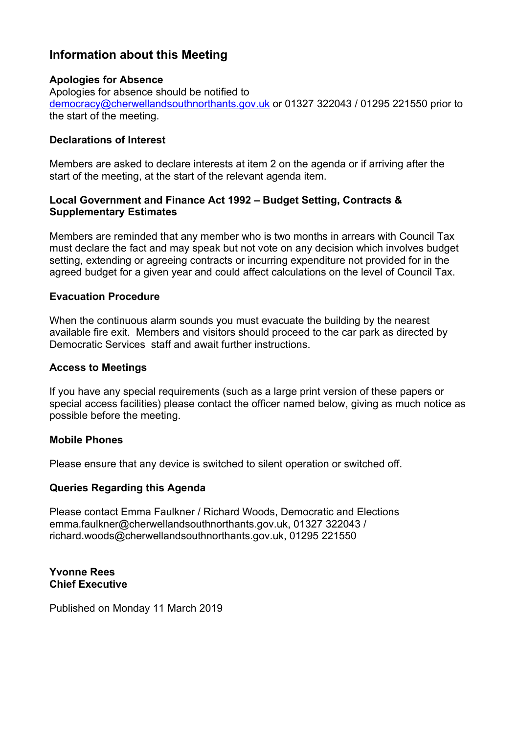# Information about this Meeting

**Apologies for Absence**

Apologies for absence should be notified to democracy@cherwellandsouthnorthants.gov.uk or 01327 322043 / 01295 221550 prior to the start of the meeting.

**Declarations of Interest**

Members are asked to declare interests at item 2 on the agenda or if arriving after the start of the meeting, at the start of the relevant agenda item.

**Local Government and Finance Act 1992 – Budget Setting, Contracts & Supplementary Estimates**

Members are reminded that any member who is two months in arrears with Council Tax must declare the fact and may speak but not vote on any decision which involves budget setting, extending or agreeing contracts or incurring expenditure not provided for in the agreed budget for a given year and could affect calculations on the level of Council Tax.

**Evacuation Procedure**

When the continuous alarm sounds you must evacuate the building by the nearest available fire exit. Members and visitors should proceed to the car park as directed by Democratic Services staff and await further instructions.

**Access to Meetings**

If you have any special requirements (such as a large print version of these papers or special access facilities) please contact the officer named below, giving as much notice as possible before the meeting.

**Mobile Phones**

Please ensure that any device is switched to silent operation or switched off.

**Queries Regarding this Agenda**

Please contact Emma Faulkner / Richard Woods, Democratic and Elections emma.faulkner@cherwellandsouthnorthants.gov.uk, 01327 322043 / richard.woods@cherwellandsouthnorthants.gov.uk, 01295 221550

**Yvonne Rees**
**Chief Executive**

Published on Monday 11 March 2019